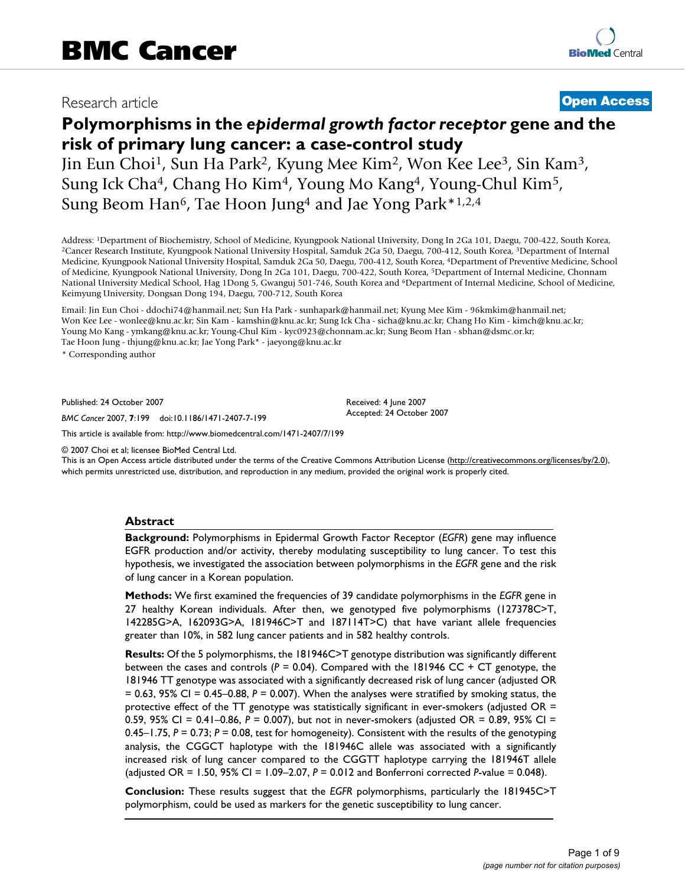# BMC Cancer

Research article

**Open Access**

# Polymorphisms in the *epidermal growth factor receptor* gene and the risk of primary lung cancer: a case-control study

Jin Eun Choi[1], Sun Ha Park[2], Kyung Mee Kim[2], Won Kee Lee[3], Sin Kam[3], Sung Ick Cha[4], Chang Ho Kim[4], Young Mo Kang[4], Young-Chul Kim[5], Sung Beom Han[6], Tae Hoon Jung[4] and Jae Yong Park*[1,2,4]

Address: [1]Department of Biochemistry, School of Medicine, Kyungpook National University, Dong In 2Ga 101, Daegu, 700-422, South Korea, [2]Cancer Research Institute, Kyungpook National University Hospital, Samduk 2Ga 50, Daegu, 700-412, South Korea, [3]Department of Internal Medicine, Kyungpook National University Hospital, Samduk 2Ga 50, Daegu, 700-412, South Korea, [4]Department of Preventive Medicine, School of Medicine, Kyungpook National University, Dong In 2Ga 101, Daegu, 700-422, South Korea, [5]Department of Internal Medicine, Chonnam National University Medical School, Hag 1Dong 5, Gwanguj 501-746, South Korea and [6]Department of Internal Medicine, School of Medicine, Keimyung University, Dongsan Dong 194, Daegu, 700-712, South Korea

Email: Jin Eun Choi - ddochi74@hanmail.net; Sun Ha Park - sunhapark@hanmail.net; Kyung Mee Kim - 96kmkim@hanmail.net; Won Kee Lee - wonlee@knu.ac.kr; Sin Kam - kamshin@knu.ac.kr; Sung Ick Cha - sicha@knu.ac.kr; Chang Ho Kim - kimch@knu.ac.kr; Young Mo Kang - ymkang@knu.ac.kr; Young-Chul Kim - kyc0923@chonnam.ac.kr; Sung Beom Han - sbhan@dsmc.or.kr; Tae Hoon Jung - thjung@knu.ac.kr; Jae Yong Park* - jaeyong@knu.ac.kr

* Corresponding author

Published: 24 October 2007

*BMC Cancer* 2007, **7**:199 doi:10.1186/1471-2407-7-199

Received: 4 June 2007
Accepted: 24 October 2007

This article is available from: http://www.biomedcentral.com/1471-2407/7/199

© 2007 Choi et al; licensee BioMed Central Ltd.
This is an Open Access article distributed under the terms of the Creative Commons Attribution License (http://creativecommons.org/licenses/by/2.0), which permits unrestricted use, distribution, and reproduction in any medium, provided the original work is properly cited.

## Abstract

**Background:** Polymorphisms in Epidermal Growth Factor Receptor (*EGFR*) gene may influence EGFR production and/or activity, thereby modulating susceptibility to lung cancer. To test this hypothesis, we investigated the association between polymorphisms in the *EGFR* gene and the risk of lung cancer in a Korean population.

**Methods:** We first examined the frequencies of 39 candidate polymorphisms in the *EGFR* gene in 27 healthy Korean individuals. After then, we genotyped five polymorphisms (127378C>T, 142285G>A, 162093G>A, 181946C>T and 187114T>C) that have variant allele frequencies greater than 10%, in 582 lung cancer patients and in 582 healthy controls.

**Results:** Of the 5 polymorphisms, the 181946C>T genotype distribution was significantly different between the cases and controls ($P$ = 0.04). Compared with the 181946 CC + CT genotype, the 181946 TT genotype was associated with a significantly decreased risk of lung cancer (adjusted OR = 0.63, 95% CI = 0.45–0.88, $P$ = 0.007). When the analyses were stratified by smoking status, the protective effect of the TT genotype was statistically significant in ever-smokers (adjusted OR = 0.59, 95% CI = 0.41–0.86, $P$ = 0.007), but not in never-smokers (adjusted OR = 0.89, 95% CI = 0.45–1.75, $P$ = 0.73; $P$ = 0.08, test for homogeneity). Consistent with the results of the genotyping analysis, the CGGCT haplotype with the 181946C allele was associated with a significantly increased risk of lung cancer compared to the CGGTT haplotype carrying the 181946T allele (adjusted OR = 1.50, 95% CI = 1.09–2.07, $P$ = 0.012 and Bonferroni corrected $P$-value = 0.048).

**Conclusion:** These results suggest that the *EGFR* polymorphisms, particularly the 181945C>T polymorphism, could be used as markers for the genetic susceptibility to lung cancer.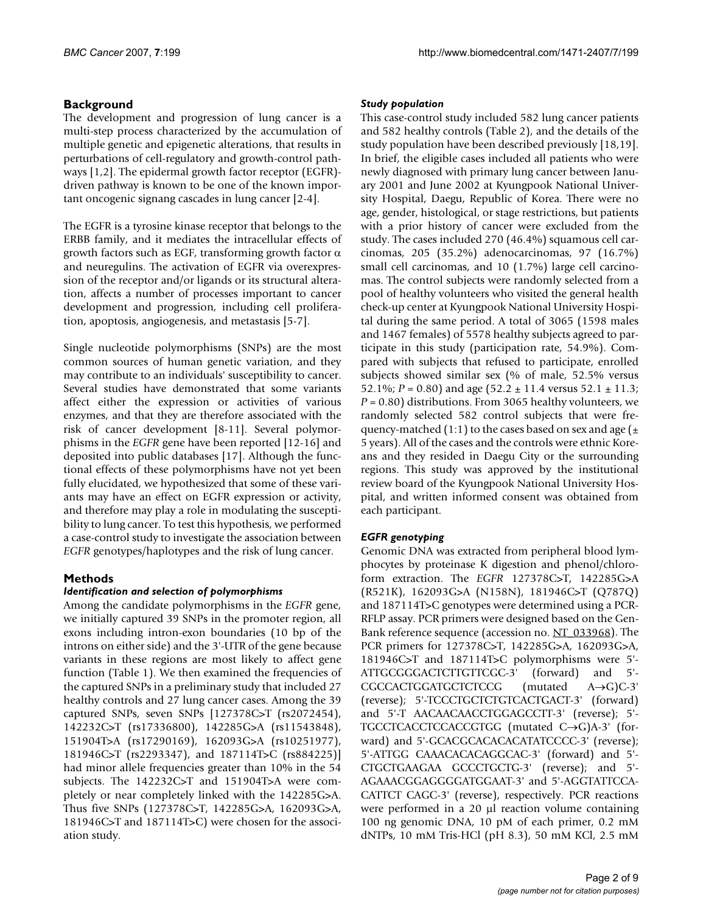## Background

The development and progression of lung cancer is a multi-step process characterized by the accumulation of multiple genetic and epigenetic alterations, that results in perturbations of cell-regulatory and growth-control pathways [1,2]. The epidermal growth factor receptor (EGFR)-driven pathway is known to be one of the known important oncogenic signang cascades in lung cancer [2-4].

The EGFR is a tyrosine kinase receptor that belongs to the ERBB family, and it mediates the intracellular effects of growth factors such as EGF, transforming growth factor $\alpha$ and neuregulins. The activation of EGFR via overexpression of the receptor and/or ligands or its structural alteration, affects a number of processes important to cancer development and progression, including cell proliferation, apoptosis, angiogenesis, and metastasis [5-7].

Single nucleotide polymorphisms (SNPs) are the most common sources of human genetic variation, and they may contribute to an individuals' susceptibility to cancer. Several studies have demonstrated that some variants affect either the expression or activities of various enzymes, and that they are therefore associated with the risk of cancer development [8-11]. Several polymorphisms in the *EGFR* gene have been reported [12-16] and deposited into public databases [17]. Although the functional effects of these polymorphisms have not yet been fully elucidated, we hypothesized that some of these variants may have an effect on EGFR expression or activity, and therefore may play a role in modulating the susceptibility to lung cancer. To test this hypothesis, we performed a case-control study to investigate the association between *EGFR* genotypes/haplotypes and the risk of lung cancer.

## Methods

### *Identification and selection of polymorphisms*

Among the candidate polymorphisms in the *EGFR* gene, we initially captured 39 SNPs in the promoter region, all exons including intron-exon boundaries (10 bp of the introns on either side) and the 3'-UTR of the gene because variants in these regions are most likely to affect gene function (Table 1). We then examined the frequencies of the captured SNPs in a preliminary study that included 27 healthy controls and 27 lung cancer cases. Among the 39 captured SNPs, seven SNPs [127378C>T (rs2072454), 142232C>T (rs17336800), 142285G>A (rs11543848), 151904T>A (rs17290169), 162093G>A (rs10251977), 181946C>T (rs2293347), and 187114T>C (rs884225)] had minor allele frequencies greater than 10% in the 54 subjects. The 142232C>T and 151904T>A were completely or near completely linked with the 142285G>A. Thus five SNPs (127378C>T, 142285G>A, 162093G>A, 181946C>T and 187114T>C) were chosen for the association study.

### *Study population*

This case-control study included 582 lung cancer patients and 582 healthy controls (Table 2), and the details of the study population have been described previously [18,19]. In brief, the eligible cases included all patients who were newly diagnosed with primary lung cancer between January 2001 and June 2002 at Kyungpook National University Hospital, Daegu, Republic of Korea. There were no age, gender, histological, or stage restrictions, but patients with a prior history of cancer were excluded from the study. The cases included 270 (46.4%) squamous cell carcinomas, 205 (35.2%) adenocarcinomas, 97 (16.7%) small cell carcinomas, and 10 (1.7%) large cell carcinomas. The control subjects were randomly selected from a pool of healthy volunteers who visited the general health check-up center at Kyungpook National University Hospital during the same period. A total of 3065 (1598 males and 1467 females) of 5578 healthy subjects agreed to participate in this study (participation rate, 54.9%). Compared with subjects that refused to participate, enrolled subjects showed similar sex (% of male, 52.5% versus 52.1%; $P = 0.80$) and age ($52.2 \pm 11.4$ versus $52.1 \pm 11.3$; $P = 0.80$) distributions. From 3065 healthy volunteers, we randomly selected 582 control subjects that were frequency-matched (1:1) to the cases based on sex and age ($\pm$ 5 years). All of the cases and the controls were ethnic Koreans and they resided in Daegu City or the surrounding regions. This study was approved by the institutional review board of the Kyungpook National University Hospital, and written informed consent was obtained from each participant.

### *EGFR genotyping*

Genomic DNA was extracted from peripheral blood lymphocytes by proteinase K digestion and phenol/chloroform extraction. The *EGFR* 127378C>T, 142285G>A (R521K), 162093G>A (N158N), 181946C>T (Q787Q) and 187114T>C genotypes were determined using a PCR-RFLP assay. PCR primers were designed based on the GenBank reference sequence (accession no. NT_033968). The PCR primers for 127378C>T, 142285G>A, 162093G>A, 181946C>T and 187114T>C polymorphisms were 5'-ATTGCGGGACTCTTGTTCGC-3' (forward) and 5'-CGCCACTGGATGCTCTCCG (mutated A→G)C-3' (reverse); 5'-TCCCTGCTCTGTCACTGACT-3' (forward) and 5'-T AACAACAACCTGGAGCCTT-3' (reverse); 5'-TGCCTCACCTCCACCGTGG (mutated C→G)A-3' (forward) and 5'-GCACGCACACACATATCCCC-3' (reverse); 5'-ATTGG CAAACACACAGGCAC-3' (forward) and 5'-CTGCTGAAGAA GCCCTGCTG-3' (reverse); and 5'-AGAAACGGAGGGGATGGAAT-3' and 5'-AGGTATTCCA-CATTCT CAGC-3' (reverse), respectively. PCR reactions were performed in a 20 μl reaction volume containing 100 ng genomic DNA, 10 pM of each primer, 0.2 mM dNTPs, 10 mM Tris-HCl (pH 8.3), 50 mM KCl, 2.5 mM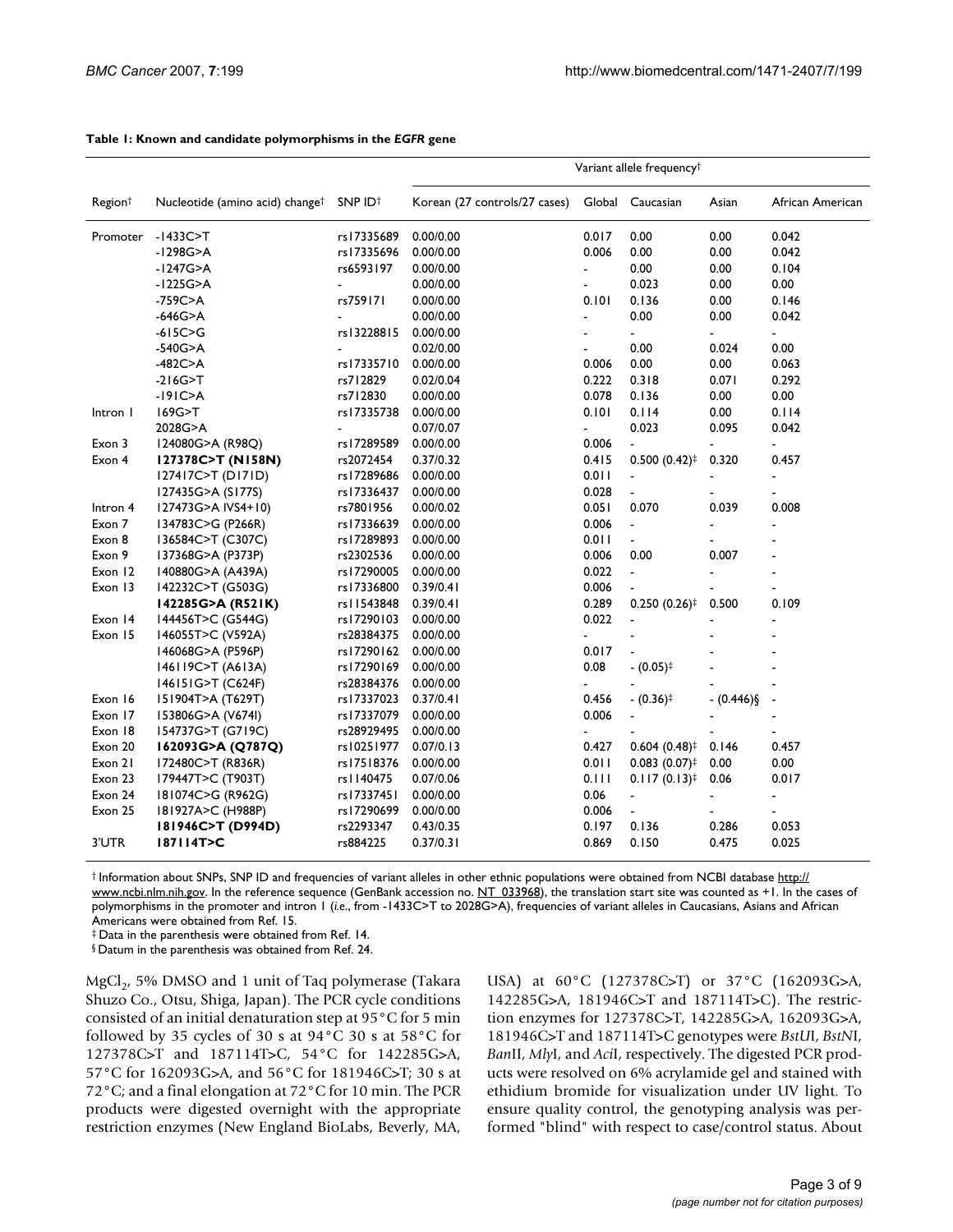**Table 1: Known and candidate polymorphisms in the *EGFR* gene**

| Region† | Nucleotide (amino acid) change† | SNP ID† | Variant allele frequency† | | | | |
|---|---|---|---|---|---|---|---|
| | | | Korean (27 controls/27 cases) | Global | Caucasian | Asian | African American |
| Promoter | -1433C>T | rs17335689 | 0.00/0.00 | 0.017 | 0.00 | 0.00 | 0.042 |
| | -1298G>A | rs17335696 | 0.00/0.00 | 0.006 | 0.00 | 0.00 | 0.042 |
| | -1247G>A | rs6593197 | 0.00/0.00 | - | 0.00 | 0.00 | 0.104 |
| | -1225G>A | - | 0.00/0.00 | - | 0.023 | 0.00 | 0.00 |
| | -759C>A | rs759171 | 0.00/0.00 | 0.101 | 0.136 | 0.00 | 0.146 |
| | -646G>A | - | 0.00/0.00 | - | 0.00 | 0.00 | 0.042 |
| | -615C>G | rs13228815 | 0.00/0.00 | - | - | - | - |
| | -540G>A | - | 0.02/0.00 | - | 0.00 | 0.024 | 0.00 |
| | -482C>A | rs17335710 | 0.00/0.00 | 0.006 | 0.00 | 0.00 | 0.063 |
| | -216G>T | rs712829 | 0.02/0.04 | 0.222 | 0.318 | 0.071 | 0.292 |
| | -191C>A | rs712830 | 0.00/0.00 | 0.078 | 0.136 | 0.00 | 0.00 |
| Intron 1 | 169G>T | rs17335738 | 0.00/0.00 | 0.101 | 0.114 | 0.00 | 0.114 |
| | 2028G>A | - | 0.07/0.07 | - | 0.023 | 0.095 | 0.042 |
| Exon 3 | 124080G>A (R98Q) | rs17289589 | 0.00/0.00 | 0.006 | - | - | - |
| Exon 4 | **127378C>T (N158N)** | rs2072454 | 0.37/0.32 | 0.415 | 0.500 (0.42)‡ | 0.320 | 0.457 |
| | 127417C>T (D171D) | rs17289686 | 0.00/0.00 | 0.011 | - | - | - |
| | 127435G>A (S177S) | rs17336437 | 0.00/0.00 | 0.028 | - | - | - |
| Intron 4 | 127473G>A IVS4+10) | rs7801956 | 0.00/0.02 | 0.051 | 0.070 | 0.039 | 0.008 |
| Exon 7 | 134783C>G (P266R) | rs17336639 | 0.00/0.00 | 0.006 | - | - | - |
| Exon 8 | 136584C>T (C307C) | rs17289893 | 0.00/0.00 | 0.011 | - | - | - |
| Exon 9 | 137368G>A (P373P) | rs2302536 | 0.00/0.00 | 0.006 | 0.00 | 0.007 | - |
| Exon 12 | 140880G>A (A439A) | rs17290005 | 0.00/0.00 | 0.022 | - | - | - |
| Exon 13 | 142232C>T (G503G) | rs17336800 | 0.39/0.41 | 0.006 | - | - | - |
| | **142285G>A (R521K)** | rs11543848 | 0.39/0.41 | 0.289 | 0.250 (0.26)‡ | 0.500 | 0.109 |
| Exon 14 | 144456T>C (G544G) | rs17290103 | 0.00/0.00 | 0.022 | - | - | - |
| Exon 15 | 146055T>C (V592A) | rs28384375 | 0.00/0.00 | - | - | - | - |
| | 146068G>A (P596P) | rs17290162 | 0.00/0.00 | 0.017 | - | - | - |
| | 146119C>T (A613A) | rs17290169 | 0.00/0.00 | 0.08 | - (0.05)‡ | - | - |
| | 146151G>T (C624F) | rs28384376 | 0.00/0.00 | - | - | - | - |
| Exon 16 | 151904T>A (T629T) | rs17337023 | 0.37/0.41 | 0.456 | - (0.36)‡ | - (0.446)§ | - |
| Exon 17 | 153806G>A (V674I) | rs17337079 | 0.00/0.00 | 0.006 | - | - | - |
| Exon 18 | 154737G>T (G719C) | rs28929495 | 0.00/0.00 | - | - | - | - |
| Exon 20 | **162093G>A (Q787Q)** | rs10251977 | 0.07/0.13 | 0.427 | 0.604 (0.48)‡ | 0.146 | 0.457 |
| Exon 21 | 172480C>T (R836R) | rs17518376 | 0.00/0.00 | 0.011 | 0.083 (0.07)‡ | 0.00 | 0.00 |
| Exon 23 | 179447T>C (T903T) | rs1140475 | 0.07/0.06 | 0.111 | 0.117 (0.13)‡ | 0.06 | 0.017 |
| Exon 24 | 181074C>G (R962G) | rs17337451 | 0.00/0.00 | 0.06 | - | - | - |
| Exon 25 | 181927A>C (H988P) | rs17290699 | 0.00/0.00 | 0.006 | - | - | - |
| | **181946C>T (D994D)** | rs2293347 | 0.43/0.35 | 0.197 | 0.136 | 0.286 | 0.053 |
| 3'UTR | **187114T>C** | rs884225 | 0.37/0.31 | 0.869 | 0.150 | 0.475 | 0.025 |

† Information about SNPs, SNP ID and frequencies of variant alleles in other ethnic populations were obtained from NCBI database http://www.ncbi.nlm.nih.gov. In the reference sequence (GenBank accession no. NT_033968), the translation start site was counted as +1. In the cases of polymorphisms in the promoter and intron 1 (*i.e.*, from -1433C>T to 2028G>A), frequencies of variant alleles in Caucasians, Asians and African Americans were obtained from Ref. 15.

‡ Data in the parenthesis were obtained from Ref. 14.

§ Datum in the parenthesis was obtained from Ref. 24.

$MgCl_2$, 5% DMSO and 1 unit of Taq polymerase (Takara Shuzo Co., Otsu, Shiga, Japan). The PCR cycle conditions consisted of an initial denaturation step at 95°C for 5 min followed by 35 cycles of 30 s at 94°C 30 s at 58°C for 127378C>T and 187114T>C, 54°C for 142285G>A, 57°C for 162093G>A, and 56°C for 181946C>T; 30 s at 72°C; and a final elongation at 72°C for 10 min. The PCR products were digested overnight with the appropriate restriction enzymes (New England BioLabs, Beverly, MA, USA) at 60°C (127378C>T) or 37°C (162093G>A, 142285G>A, 181946C>T and 187114T>C). The restriction enzymes for 127378C>T, 142285G>A, 162093G>A, 181946C>T and 187114T>C genotypes were *Bst*UI, *Bst*NI, *Ban*II, *Mly*I, and *Aci*I, respectively. The digested PCR products were resolved on 6% acrylamide gel and stained with ethidium bromide for visualization under UV light. To ensure quality control, the genotyping analysis was performed "blind" with respect to case/control status. About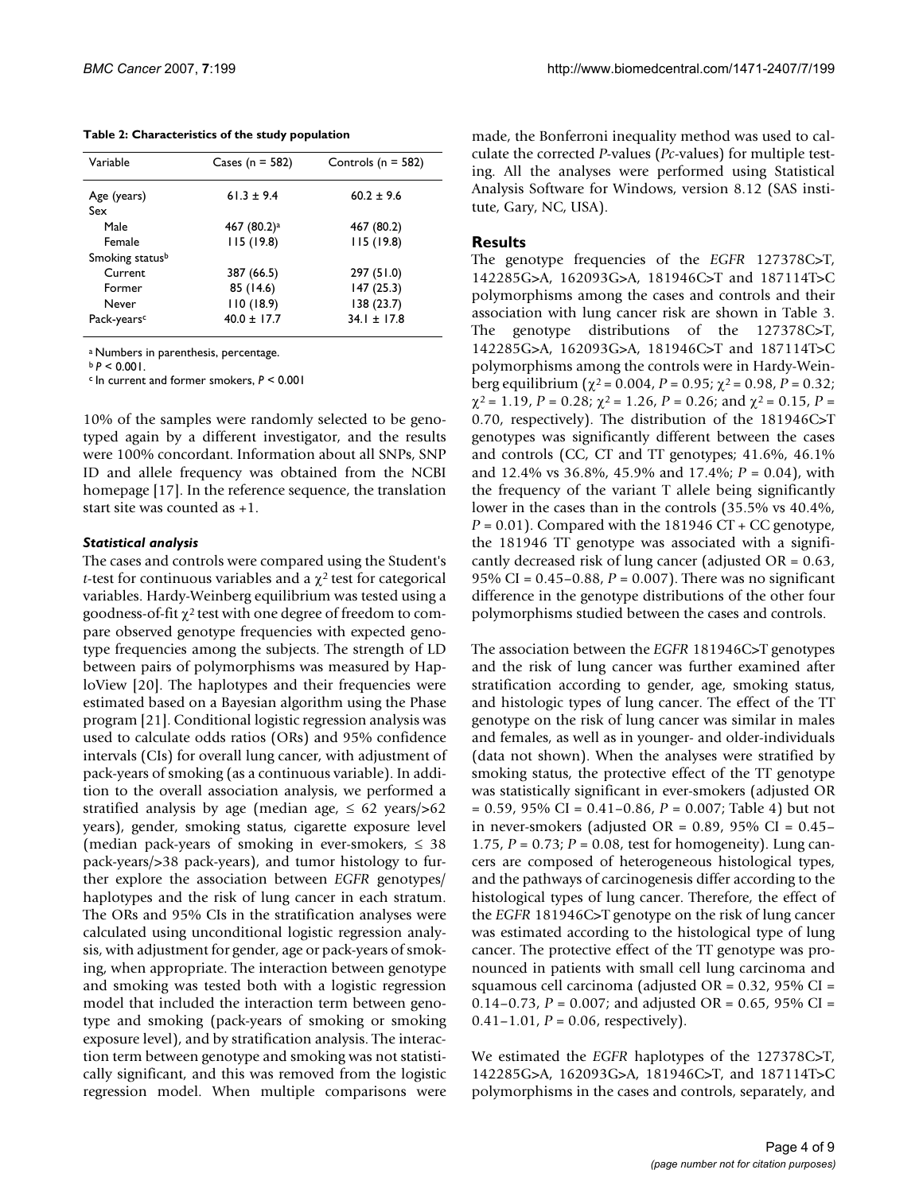**Table 2: Characteristics of the study population**

| Variable | Cases (n = 582) | Controls (n = 582) |
|---|---|---|
| Age (years) | 61.3 ± 9.4 | 60.2 ± 9.6 |
| Sex | | |
| Male | 467 (80.2)[a] | 467 (80.2) |
| Female | 115 (19.8) | 115 (19.8) |
| Smoking status[b] | | |
| Current | 387 (66.5) | 297 (51.0) |
| Former | 85 (14.6) | 147 (25.3) |
| Never | 110 (18.9) | 138 (23.7) |
| Pack-years[c] | 40.0 ± 17.7 | 34.1 ± 17.8 |

[a] Numbers in parenthesis, percentage.
[b] $P < 0.001$.
[c] In current and former smokers, $P < 0.001$

10% of the samples were randomly selected to be genotyped again by a different investigator, and the results were 100% concordant. Information about all SNPs, SNP ID and allele frequency was obtained from the NCBI homepage [17]. In the reference sequence, the translation start site was counted as +1.

### *Statistical analysis*

The cases and controls were compared using the Student's *t*-test for continuous variables and a $\chi^2$ test for categorical variables. Hardy-Weinberg equilibrium was tested using a goodness-of-fit $\chi^2$ test with one degree of freedom to compare observed genotype frequencies with expected genotype frequencies among the subjects. The strength of LD between pairs of polymorphisms was measured by HaploView [20]. The haplotypes and their frequencies were estimated based on a Bayesian algorithm using the Phase program [21]. Conditional logistic regression analysis was used to calculate odds ratios (ORs) and 95% confidence intervals (CIs) for overall lung cancer, with adjustment of pack-years of smoking (as a continuous variable). In addition to the overall association analysis, we performed a stratified analysis by age (median age, ≤ 62 years/>62 years), gender, smoking status, cigarette exposure level (median pack-years of smoking in ever-smokers, ≤ 38 pack-years/>38 pack-years), and tumor histology to further explore the association between *EGFR* genotypes/haplotypes and the risk of lung cancer in each stratum. The ORs and 95% CIs in the stratification analyses were calculated using unconditional logistic regression analysis, with adjustment for gender, age or pack-years of smoking, when appropriate. The interaction between genotype and smoking was tested both with a logistic regression model that included the interaction term between genotype and smoking (pack-years of smoking or smoking exposure level), and by stratification analysis. The interaction term between genotype and smoking was not statistically significant, and this was removed from the logistic regression model. When multiple comparisons were made, the Bonferroni inequality method was used to calculate the corrected *P*-values (*Pc*-values) for multiple testing. All the analyses were performed using Statistical Analysis Software for Windows, version 8.12 (SAS institute, Gary, NC, USA).

## Results

The genotype frequencies of the *EGFR* 127378C>T, 142285G>A, 162093G>A, 181946C>T and 187114T>C polymorphisms among the cases and controls and their association with lung cancer risk are shown in Table 3. The genotype distributions of the 127378C>T, 142285G>A, 162093G>A, 181946C>T and 187114T>C polymorphisms among the controls were in Hardy-Weinberg equilibrium ($\chi^2 = 0.004$, $P = 0.95$; $\chi^2 = 0.98$, $P = 0.32$; $\chi^2 = 1.19$, $P = 0.28$; $\chi^2 = 1.26$, $P = 0.26$; and $\chi^2 = 0.15$, $P = 0.70$, respectively). The distribution of the 181946C>T genotypes was significantly different between the cases and controls (CC, CT and TT genotypes; 41.6%, 46.1% and 12.4% vs 36.8%, 45.9% and 17.4%; $P = 0.04$), with the frequency of the variant T allele being significantly lower in the cases than in the controls (35.5% vs 40.4%, $P = 0.01$). Compared with the 181946 CT + CC genotype, the 181946 TT genotype was associated with a significantly decreased risk of lung cancer (adjusted OR = 0.63, 95% CI = 0.45–0.88, $P = 0.007$). There was no significant difference in the genotype distributions of the other four polymorphisms studied between the cases and controls.

The association between the *EGFR* 181946C>T genotypes and the risk of lung cancer was further examined after stratification according to gender, age, smoking status, and histologic types of lung cancer. The effect of the TT genotype on the risk of lung cancer was similar in males and females, as well as in younger- and older-individuals (data not shown). When the analyses were stratified by smoking status, the protective effect of the TT genotype was statistically significant in ever-smokers (adjusted OR = 0.59, 95% CI = 0.41–0.86, $P = 0.007$; Table 4) but not in never-smokers (adjusted OR = 0.89, 95% CI = 0.45–1.75, $P = 0.73$; $P = 0.08$, test for homogeneity). Lung cancers are composed of heterogeneous histological types, and the pathways of carcinogenesis differ according to the histological types of lung cancer. Therefore, the effect of the *EGFR* 181946C>T genotype on the risk of lung cancer was estimated according to the histological type of lung cancer. The protective effect of the TT genotype was pronounced in patients with small cell lung carcinoma and squamous cell carcinoma (adjusted OR = 0.32, 95% CI = 0.14–0.73, $P = 0.007$; and adjusted OR = 0.65, 95% CI = 0.41–1.01, $P = 0.06$, respectively).

We estimated the *EGFR* haplotypes of the 127378C>T, 142285G>A, 162093G>A, 181946C>T, and 187114T>C polymorphisms in the cases and controls, separately, and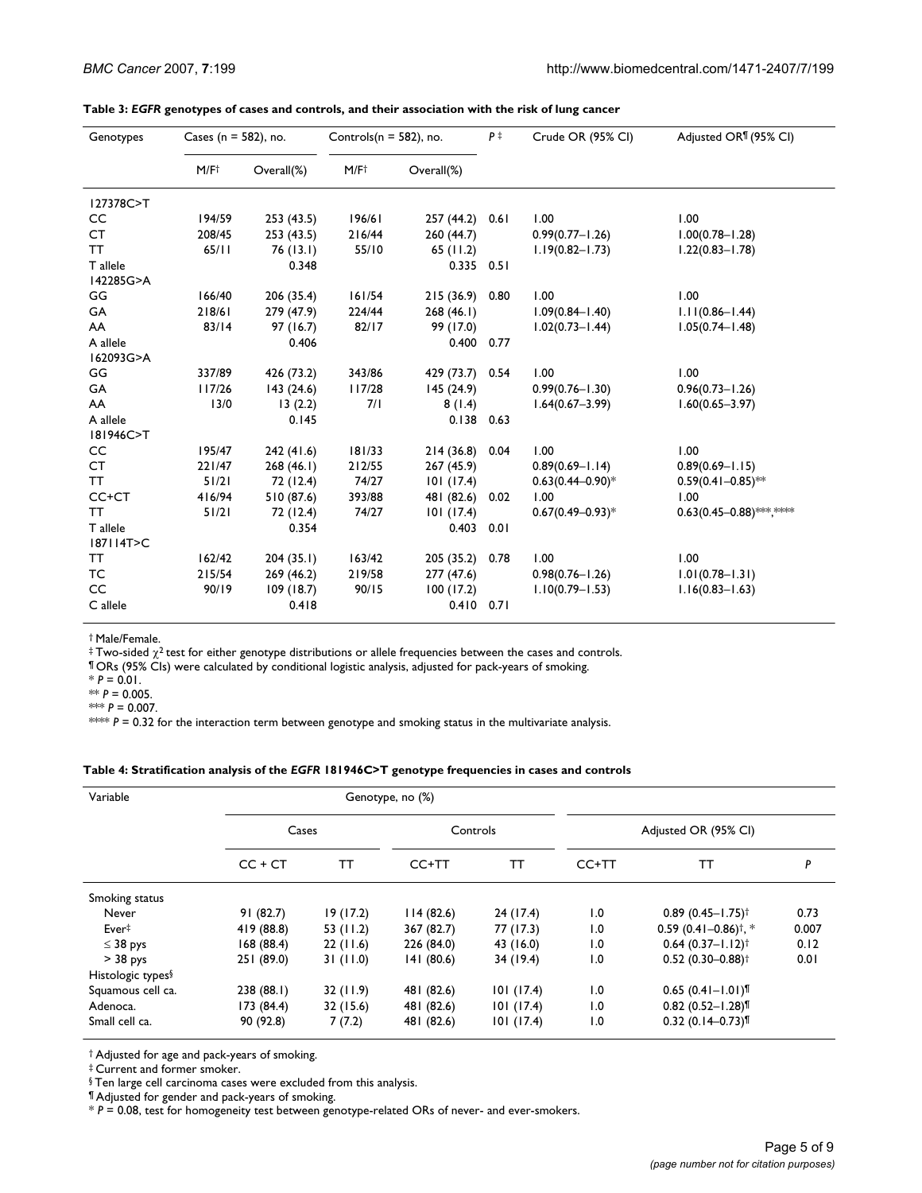**Table 3: *EGFR* genotypes of cases and controls, and their association with the risk of lung cancer**

| Genotypes | Cases (n = 582), no. | | Controls(n = 582), no. | | P ‡ | Crude OR (95% CI) | Adjusted OR¶ (95% CI) |
|---|---|---|---|---|---|---|---|
| | M/F† | Overall(%) | M/F† | Overall(%) | | | |
| 127378C>T | | | | | | | |
| CC | 194/59 | 253 (43.5) | 196/61 | 257 (44.2) | 0.61 | 1.00 | 1.00 |
| CT | 208/45 | 253 (43.5) | 216/44 | 260 (44.7) | | 0.99(0.77–1.26) | 1.00(0.78–1.28) |
| TT | 65/11 | 76 (13.1) | 55/10 | 65 (11.2) | | 1.19(0.82–1.73) | 1.22(0.83–1.78) |
| T allele | | 0.348 | | 0.335 | 0.51 | | |
| 142285G>A | | | | | | | |
| GG | 166/40 | 206 (35.4) | 161/54 | 215 (36.9) | 0.80 | 1.00 | 1.00 |
| GA | 218/61 | 279 (47.9) | 224/44 | 268 (46.1) | | 1.09(0.84–1.40) | 1.11(0.86–1.44) |
| AA | 83/14 | 97 (16.7) | 82/17 | 99 (17.0) | | 1.02(0.73–1.44) | 1.05(0.74–1.48) |
| A allele | | 0.406 | | 0.400 | 0.77 | | |
| 162093G>A | | | | | | | |
| GG | 337/89 | 426 (73.2) | 343/86 | 429 (73.7) | 0.54 | 1.00 | 1.00 |
| GA | 117/26 | 143 (24.6) | 117/28 | 145 (24.9) | | 0.99(0.76–1.30) | 0.96(0.73–1.26) |
| AA | 13/0 | 13 (2.2) | 7/1 | 8 (1.4) | | 1.64(0.67–3.99) | 1.60(0.65–3.97) |
| A allele | | 0.145 | | 0.138 | 0.63 | | |
| 181946C>T | | | | | | | |
| CC | 195/47 | 242 (41.6) | 181/33 | 214 (36.8) | 0.04 | 1.00 | 1.00 |
| CT | 221/47 | 268 (46.1) | 212/55 | 267 (45.9) | | 0.89(0.69–1.14) | 0.89(0.69–1.15) |
| TT | 51/21 | 72 (12.4) | 74/27 | 101 (17.4) | | 0.63(0.44–0.90)* | 0.59(0.41–0.85)** |
| CC+CT | 416/94 | 510 (87.6) | 393/88 | 481 (82.6) | 0.02 | 1.00 | 1.00 |
| TT | 51/21 | 72 (12.4) | 74/27 | 101 (17.4) | | 0.67(0.49–0.93)* | 0.63(0.45–0.88)***,**** |
| T allele | | 0.354 | | 0.403 | 0.01 | | |
| 187114T>C | | | | | | | |
| TT | 162/42 | 204 (35.1) | 163/42 | 205 (35.2) | 0.78 | 1.00 | 1.00 |
| TC | 215/54 | 269 (46.2) | 219/58 | 277 (47.6) | | 0.98(0.76–1.26) | 1.01(0.78–1.31) |
| CC | 90/19 | 109 (18.7) | 90/15 | 100 (17.2) | | 1.10(0.79–1.53) | 1.16(0.83–1.63) |
| C allele | | 0.418 | | 0.410 | 0.71 | | |

† Male/Female.
‡ Two-sided $\chi^2$ test for either genotype distributions or allele frequencies between the cases and controls.
¶ ORs (95% CIs) were calculated by conditional logistic analysis, adjusted for pack-years of smoking.
* $P = 0.01$.
** $P = 0.005$.
*** $P = 0.007$.
**** $P = 0.32$ for the interaction term between genotype and smoking status in the multivariate analysis.

**Table 4: Stratification analysis of the *EGFR* 181946C>T genotype frequencies in cases and controls**

| Variable | Genotype, no (%) | | | | | | |
|---|---|---|---|---|---|---|---|
| | Cases | | Controls | | Adjusted OR (95% CI) | | |
| | CC + CT | TT | CC+TT | TT | CC+TT | TT | P |
| Smoking status | | | | | | | |
| Never | 91 (82.7) | 19 (17.2) | 114 (82.6) | 24 (17.4) | 1.0 | 0.89 (0.45–1.75)† | 0.73 |
| Ever‡ | 419 (88.8) | 53 (11.2) | 367 (82.7) | 77 (17.3) | 1.0 | 0.59 (0.41–0.86)†, * | 0.007 |
| ≤ 38 pys | 168 (88.4) | 22 (11.6) | 226 (84.0) | 43 (16.0) | 1.0 | 0.64 (0.37–1.12)† | 0.12 |
| > 38 pys | 251 (89.0) | 31 (11.0) | 141 (80.6) | 34 (19.4) | 1.0 | 0.52 (0.30–0.88)† | 0.01 |
| Histologic types§ | | | | | | | |
| Squamous cell ca. | 238 (88.1) | 32 (11.9) | 481 (82.6) | 101 (17.4) | 1.0 | 0.65 (0.41–1.01)¶ | |
| Adenoca. | 173 (84.4) | 32 (15.6) | 481 (82.6) | 101 (17.4) | 1.0 | 0.82 (0.52–1.28)¶ | |
| Small cell ca. | 90 (92.8) | 7 (7.2) | 481 (82.6) | 101 (17.4) | 1.0 | 0.32 (0.14–0.73)¶ | |

† Adjusted for age and pack-years of smoking.
‡ Current and former smoker.
§ Ten large cell carcinoma cases were excluded from this analysis.
¶ Adjusted for gender and pack-years of smoking.
* $P = 0.08$, test for homogeneity test between genotype-related ORs of never- and ever-smokers.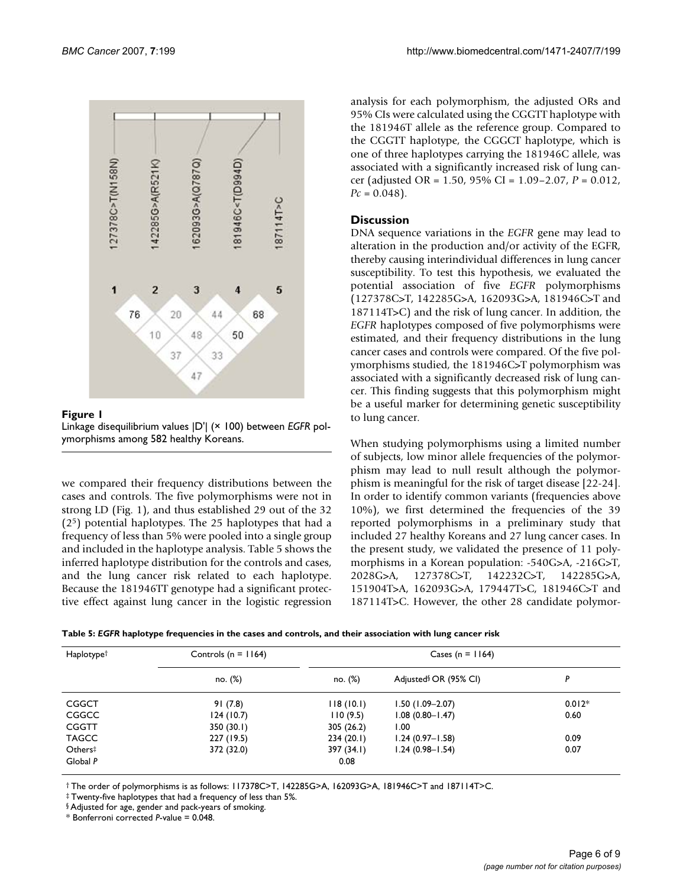**Figure 1**
Linkage disequilibrium values |D'| (× 100) between *EGFR* polymorphisms among 582 healthy Koreans.

we compared their frequency distributions between the cases and controls. The five polymorphisms were not in strong LD (Fig. 1), and thus established 29 out of the 32 ($2^5$) potential haplotypes. The 25 haplotypes that had a frequency of less than 5% were pooled into a single group and included in the haplotype analysis. Table 5 shows the inferred haplotype distribution for the controls and cases, and the lung cancer risk related to each haplotype. Because the 181946TT genotype had a significant protective effect against lung cancer in the logistic regression analysis for each polymorphism, the adjusted ORs and 95% CIs were calculated using the CGGTT haplotype with the 181946T allele as the reference group. Compared to the CGGTT haplotype, the CGGCT haplotype, which is one of three haplotypes carrying the 181946C allele, was associated with a significantly increased risk of lung cancer (adjusted OR = 1.50, 95% CI = 1.09–2.07, *P* = 0.012, *Pc* = 0.048).

## Discussion

DNA sequence variations in the *EGFR* gene may lead to alteration in the production and/or activity of the EGFR, thereby causing interindividual differences in lung cancer susceptibility. To test this hypothesis, we evaluated the potential association of five *EGFR* polymorphisms (127378C>T, 142285G>A, 162093G>A, 181946C>T and 187114T>C) and the risk of lung cancer. In addition, the *EGFR* haplotypes composed of five polymorphisms were estimated, and their frequency distributions in the lung cancer cases and controls were compared. Of the five polymorphisms studied, the 181946C>T polymorphism was associated with a significantly decreased risk of lung cancer. This finding suggests that this polymorphism might be a useful marker for determining genetic susceptibility to lung cancer.

When studying polymorphisms using a limited number of subjects, low minor allele frequencies of the polymorphism may lead to null result although the polymorphism is meaningful for the risk of target disease [22-24]. In order to identify common variants (frequencies above 10%), we first determined the frequencies of the 39 reported polymorphisms in a preliminary study that included 27 healthy Koreans and 27 lung cancer cases. In the present study, we validated the presence of 11 polymorphisms in a Korean population: -540G>A, -216G>T, 2028G>A, 127378C>T, 142232C>T, 142285G>A, 151904T>A, 162093G>A, 179447T>C, 181946C>T and 187114T>C. However, the other 28 candidate polymor-

**Table 5: *EGFR* haplotype frequencies in the cases and controls, and their association with lung cancer risk**

| Haplotype† | Controls (n = 1164) | Cases (n = 1164) | | |
|---|---|---|---|---|
| | no. (%) | no. (%) | Adjusted§ OR (95% CI) | *P* |
| CGGCT | 91 (7.8) | 118 (10.1) | 1.50 (1.09–2.07) | 0.012* |
| CGGCC | 124 (10.7) | 110 (9.5) | 1.08 (0.80–1.47) | 0.60 |
| CGGTT | 350 (30.1) | 305 (26.2) | 1.00 | |
| TAGCC | 227 (19.5) | 234 (20.1) | 1.24 (0.97–1.58) | 0.09 |
| Others‡ | 372 (32.0) | 397 (34.1) | 1.24 (0.98–1.54) | 0.07 |
| Global *P* | | 0.08 | | |

† The order of polymorphisms is as follows: 117378C>T, 142285G>A, 162093G>A, 181946C>T and 187114T>C.
‡ Twenty-five haplotypes that had a frequency of less than 5%.
§ Adjusted for age, gender and pack-years of smoking.
\* Bonferroni corrected *P*-value = 0.048.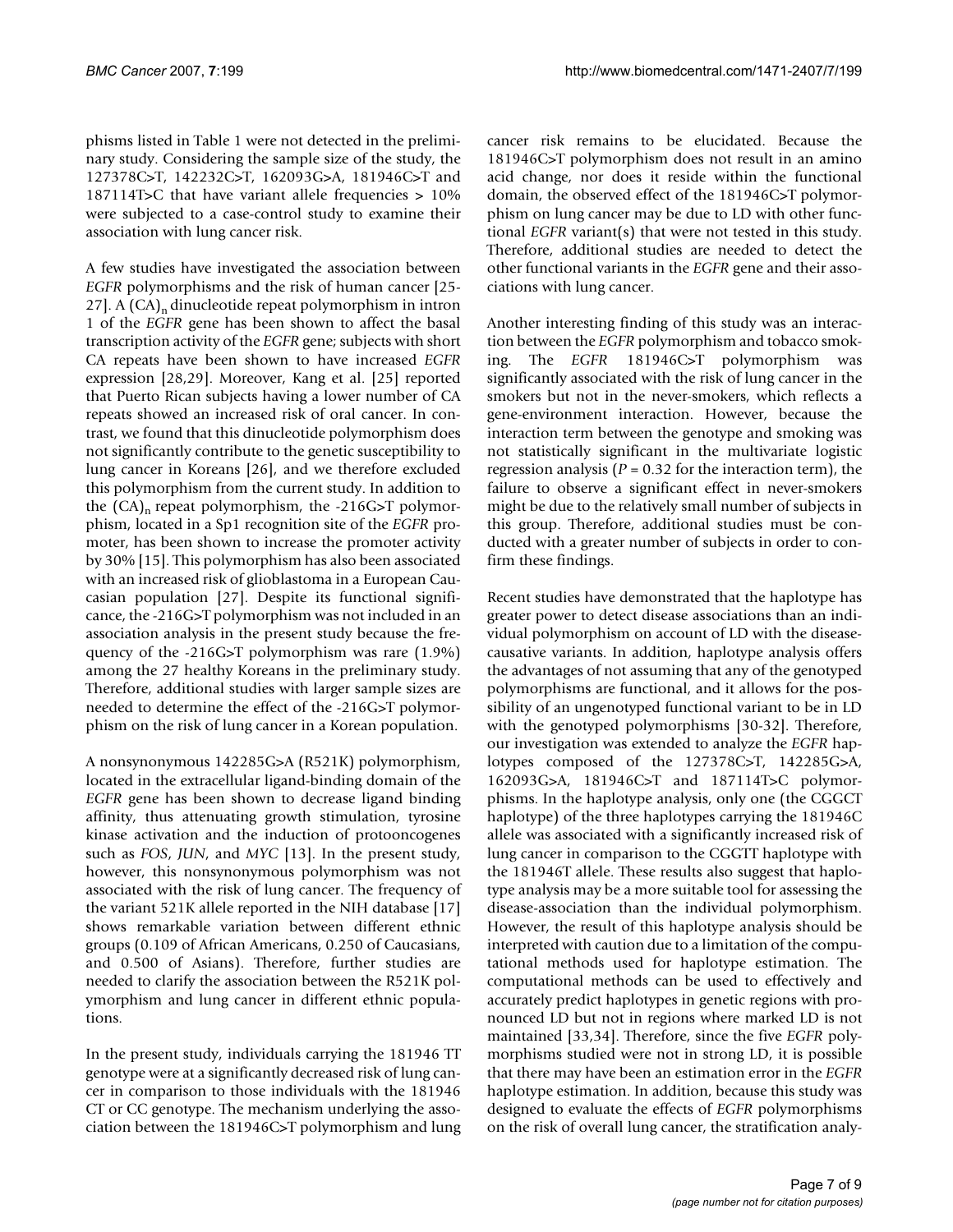phisms listed in Table 1 were not detected in the preliminary study. Considering the sample size of the study, the 127378C>T, 142232C>T, 162093G>A, 181946C>T and 187114T>C that have variant allele frequencies > 10% were subjected to a case-control study to examine their association with lung cancer risk.

A few studies have investigated the association between *EGFR* polymorphisms and the risk of human cancer [25-27]. A $(CA)_n$ dinucleotide repeat polymorphism in intron 1 of the *EGFR* gene has been shown to affect the basal transcription activity of the *EGFR* gene; subjects with short CA repeats have been shown to have increased *EGFR* expression [28,29]. Moreover, Kang et al. [25] reported that Puerto Rican subjects having a lower number of CA repeats showed an increased risk of oral cancer. In contrast, we found that this dinucleotide polymorphism does not significantly contribute to the genetic susceptibility to lung cancer in Koreans [26], and we therefore excluded this polymorphism from the current study. In addition to the $(CA)_n$ repeat polymorphism, the -216G>T polymorphism, located in a Sp1 recognition site of the *EGFR* promoter, has been shown to increase the promoter activity by 30% [15]. This polymorphism has also been associated with an increased risk of glioblastoma in a European Caucasian population [27]. Despite its functional significance, the -216G>T polymorphism was not included in an association analysis in the present study because the frequency of the -216G>T polymorphism was rare (1.9%) among the 27 healthy Koreans in the preliminary study. Therefore, additional studies with larger sample sizes are needed to determine the effect of the -216G>T polymorphism on the risk of lung cancer in a Korean population.

A nonsynonymous 142285G>A (R521K) polymorphism, located in the extracellular ligand-binding domain of the *EGFR* gene has been shown to decrease ligand binding affinity, thus attenuating growth stimulation, tyrosine kinase activation and the induction of protooncogenes such as *FOS*, *JUN*, and *MYC* [13]. In the present study, however, this nonsynonymous polymorphism was not associated with the risk of lung cancer. The frequency of the variant 521K allele reported in the NIH database [17] shows remarkable variation between different ethnic groups (0.109 of African Americans, 0.250 of Caucasians, and 0.500 of Asians). Therefore, further studies are needed to clarify the association between the R521K polymorphism and lung cancer in different ethnic populations.

In the present study, individuals carrying the 181946 TT genotype were at a significantly decreased risk of lung cancer in comparison to those individuals with the 181946 CT or CC genotype. The mechanism underlying the association between the 181946C>T polymorphism and lung cancer risk remains to be elucidated. Because the 181946C>T polymorphism does not result in an amino acid change, nor does it reside within the functional domain, the observed effect of the 181946C>T polymorphism on lung cancer risk may be due to LD with other functional *EGFR* variant(s) that were not tested in this study. Therefore, additional studies are needed to detect the other functional variants in the *EGFR* gene and their associations with lung cancer.

Another interesting finding of this study was an interaction between the *EGFR* polymorphism and tobacco smoking. The *EGFR* 181946C>T polymorphism was significantly associated with the risk of lung cancer in the smokers but not in the never-smokers, which reflects a gene-environment interaction. However, because the interaction term between the genotype and smoking was not statistically significant in the multivariate logistic regression analysis ($P = 0.32$ for the interaction term), the failure to observe a significant effect in never-smokers might be due to the relatively small number of subjects in this group. Therefore, additional studies must be conducted with a greater number of subjects in order to confirm these findings.

Recent studies have demonstrated that the haplotype has greater power to detect disease associations than an individual polymorphism on account of LD with the disease-causative variants. In addition, haplotype analysis offers the advantages of not assuming that any of the genotyped polymorphisms are functional, and it allows for the possibility of an ungenotyped functional variant to be in LD with the genotyped polymorphisms [30-32]. Therefore, our investigation was extended to analyze the *EGFR* haplotypes composed of the 127378C>T, 142285G>A, 162093G>A, 181946C>T and 187114T>C polymorphisms. In the haplotype analysis, only one (the CGGCT haplotype) of the three haplotypes carrying the 181946C allele was associated with a significantly increased risk of lung cancer in comparison to the CGGTT haplotype with the 181946T allele. These results also suggest that haplotype analysis may be a more suitable tool for assessing the disease-association than the individual polymorphism. However, the result of this haplotype analysis should be interpreted with caution due to a limitation of the computational methods used for haplotype estimation. The computational methods can be used to effectively and accurately predict haplotypes in genetic regions with pronounced LD but not in regions where marked LD is not maintained [33,34]. Therefore, since the five *EGFR* polymorphisms studied were not in strong LD, it is possible that there may have been an estimation error in the *EGFR* haplotype estimation. In addition, because this study was designed to evaluate the effects of *EGFR* polymorphisms on the risk of overall lung cancer, the stratification analy-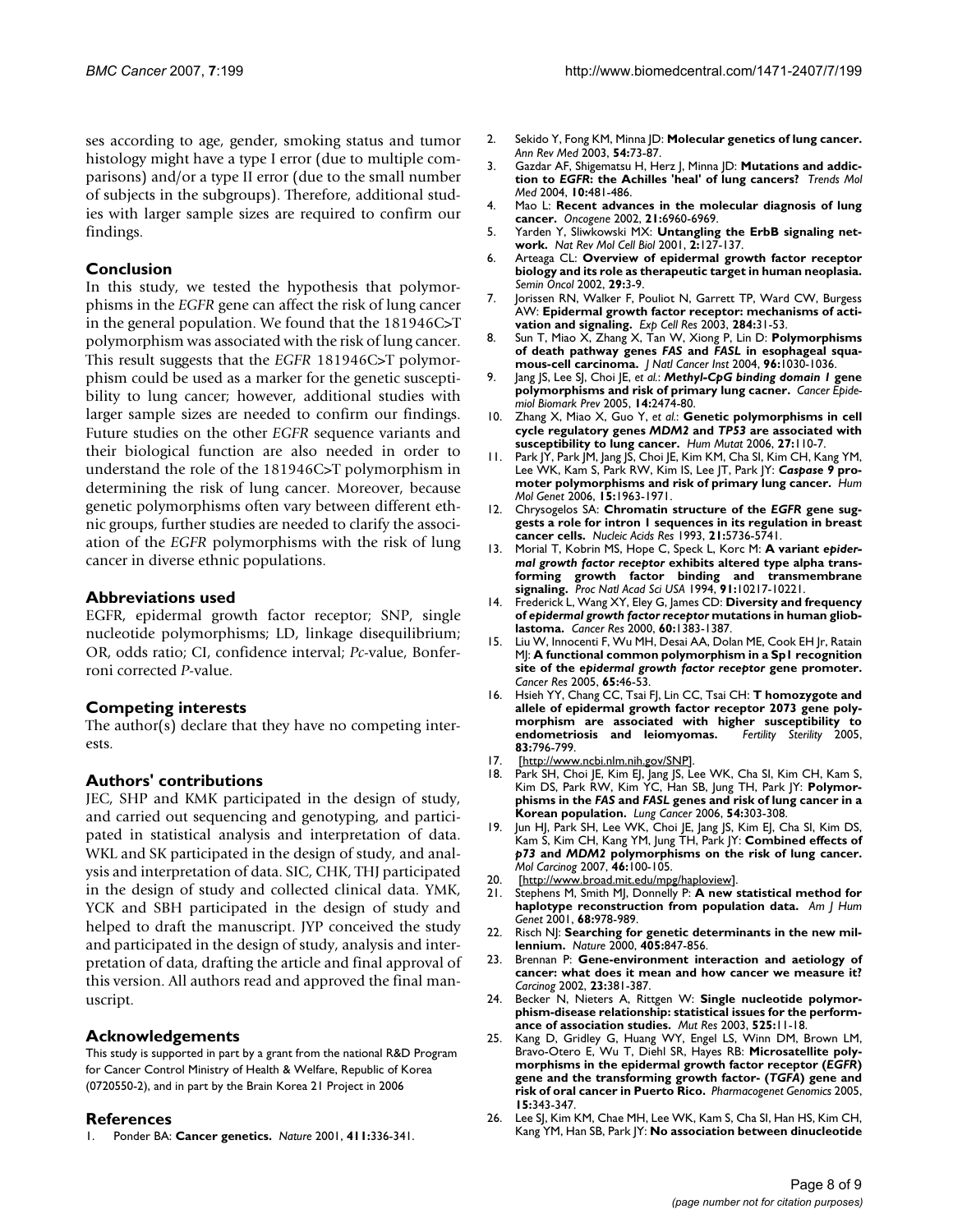ses according to age, gender, smoking status and tumor histology might have a type I error (due to multiple comparisons) and/or a type II error (due to the small number of subjects in the subgroups). Therefore, additional studies with larger sample sizes are required to confirm our findings.

## Conclusion

In this study, we tested the hypothesis that polymorphisms in the *EGFR* gene can affect the risk of lung cancer in the general population. We found that the 181946C>T polymorphism was associated with the risk of lung cancer. This result suggests that the *EGFR* 181946C>T polymorphism could be used as a marker for the genetic susceptibility to lung cancer; however, additional studies with larger sample sizes are needed to confirm our findings. Future studies on the other *EGFR* sequence variants and their biological function are also needed in order to understand the role of the 181946C>T polymorphism in determining the risk of lung cancer. Moreover, because genetic polymorphisms often vary between different ethnic groups, further studies are needed to clarify the association of the *EGFR* polymorphisms with the risk of lung cancer in diverse ethnic populations.

## Abbreviations used

EGFR, epidermal growth factor receptor; SNP, single nucleotide polymorphisms; LD, linkage disequilibrium; OR, odds ratio; CI, confidence interval; *Pc*-value, Bonferroni corrected *P*-value.

## Competing interests

The author(s) declare that they have no competing interests.

## Authors' contributions

JEC, SHP and KMK participated in the design of study, and carried out sequencing and genotyping, and participated in statistical analysis and interpretation of data. WKL and SK participated in the design of study, and analysis and interpretation of data. SIC, CHK, THJ participated in the design of study and collected clinical data. YMK, YCK and SBH participated in the design of study and helped to draft the manuscript. JYP conceived the study and participated in the design of study, analysis and interpretation of data, drafting the article and final approval of this version. All authors read and approved the final manuscript.

## Acknowledgements

This study is supported in part by a grant from the national R&D Program for Cancer Control Ministry of Health & Welfare, Republic of Korea (0720550-2), and in part by the Brain Korea 21 Project in 2006

## References

1. Ponder BA: **Cancer genetics.** *Nature* 2001, **411:**336-341.
2. Sekido Y, Fong KM, Minna JD: **Molecular genetics of lung cancer.** *Ann Rev Med* 2003, **54:**73-87.
3. Gazdar AF, Shigematsu H, Herz J, Minna JD: **Mutations and addiction to *EGFR*: the Achilles 'heal' of lung cancers?** *Trends Mol Med* 2004, **10:**481-486.
4. Mao L: **Recent advances in the molecular diagnosis of lung cancer.** *Oncogene* 2002, **21:**6960-6969.
5. Yarden Y, Sliwkowski MX: **Untangling the ErbB signaling network.** *Nat Rev Mol Cell Biol* 2001, **2:**127-137.
6. Arteaga CL: **Overview of epidermal growth factor receptor biology and its role as therapeutic target in human neoplasia.** *Semin Oncol* 2002, **29:**3-9.
7. Jorissen RN, Walker F, Pouliot N, Garrett TP, Ward CW, Burgess AW: **Epidermal growth factor receptor: mechanisms of activation and signaling.** *Exp Cell Res* 2003, **284:**31-53.
8. Sun T, Miao X, Zhang X, Tan W, Xiong P, Lin D: **Polymorphisms of death pathway genes *FAS* and *FASL* in esophageal squamous-cell carcinoma.** *J Natl Cancer Inst* 2004, **96:**1030-1036.
9. Jang JS, Lee SJ, Choi JE, *et al.*: ***Methyl-CpG binding domain 1* gene polymorphisms and risk of primary lung cacner.** *Cancer Epidemiol Biomark Prev* 2005, **14:**2474-80.
10. Zhang X, Miao X, Guo Y, *et al.*: **Genetic polymorphisms in cell cycle regulatory genes *MDM2* and *TP53* are associated with susceptibility to lung cancer.** *Hum Mutat* 2006, **27:**110-7.
11. Park JY, Park JM, Jang JS, Choi JE, Kim KM, Cha SI, Kim CH, Kang YM, Lee WK, Kam S, Park RW, Kim IS, Lee JT, Park JY: ***Caspase 9* promoter polymorphisms and risk of primary lung cancer.** *Hum Mol Genet* 2006, **15:**1963-1971.
12. Chrysogelos SA: **Chromatin structure of the *EGFR* gene suggests a role for intron 1 sequences in its regulation in breast cancer cells.** *Nucleic Acids Res* 1993, **21:**5736-5741.
13. Morial T, Kobrin MS, Hope C, Speck L, Korc M: **A variant *epidermal growth factor receptor* exhibits altered type alpha transforming growth factor binding and transmembrane signaling.** *Proc Natl Acad Sci USA* 1994, **91:**10217-10221.
14. Frederick L, Wang XY, Eley G, James CD: **Diversity and frequency of *epidermal growth factor receptor* mutations in human glioblastoma.** *Cancer Res* 2000, **60:**1383-1387.
15. Liu W, Innocenti F, Wu MH, Desai AA, Dolan ME, Cook EH Jr, Ratain MJ: **A functional common polymorphism in a Sp1 recognition site of the *epidermal growth factor receptor* gene promoter.** *Cancer Res* 2005, **65:**46-53.
16. Hsieh YY, Chang CC, Tsai FJ, Lin CC, Tsai CH: **T homozygote and allele of epidermal growth factor receptor 2073 gene polymorphism are associated with higher susceptibility to endometriosis and leiomyomas.** *Fertility Sterility* 2005, **83:**796-799.
17. [http://www.ncbi.nlm.nih.gov/SNP].
18. Park SH, Choi JE, Kim EJ, Jang JS, Lee WK, Cha SI, Kim CH, Kam S, Kim DS, Park RW, Kim YC, Han SB, Jung TH, Park JY: **Polymorphisms in the *FAS* and *FASL* genes and risk of lung cancer in a Korean population.** *Lung Cancer* 2006, **54:**303-308.
19. Jun HJ, Park SH, Lee WK, Choi JE, Jang JS, Kim EJ, Cha SI, Kim DS, Kam S, Kim CH, Kang YM, Jung TH, Park JY: **Combined effects of *p73* and *MDM2* polymorphisms on the risk of lung cancer.** *Mol Carcinog* 2007, **46:**100-105.
20. [http://www.broad.mit.edu/mpg/haploview].
21. Stephens M, Smith MJ, Donnelly P: **A new statistical method for haplotype reconstruction from population data.** *Am J Hum Genet* 2001, **68:**978-989.
22. Risch NJ: **Searching for genetic determinants in the new millennium.** *Nature* 2000, **405:**847-856.
23. Brennan P: **Gene-environment interaction and aetiology of cancer: what does it mean and how cancer we measure it?** *Carcinog* 2002, **23:**381-387.
24. Becker N, Nieters A, Rittgen W: **Single nucleotide polymorphism-disease relationship: statistical issues for the performance of association studies.** *Mut Res* 2003, **525:**11-18.
25. Kang D, Gridley G, Huang WY, Engel LS, Winn DM, Brown LM, Bravo-Otero E, Wu T, Diehl SR, Hayes RB: **Microsatellite polymorphisms in the epidermal growth factor receptor (*EGFR*) gene and the transforming growth factor- (*TGFA*) gene and risk of oral cancer in Puerto Rico.** *Pharmacogenet Genomics* 2005, **15:**343-347.
26. Lee SJ, Kim KM, Chae MH, Lee WK, Kam S, Cha SI, Han HS, Kim CH, Kang YM, Han SB, Park JY: **No association between dinucleotide**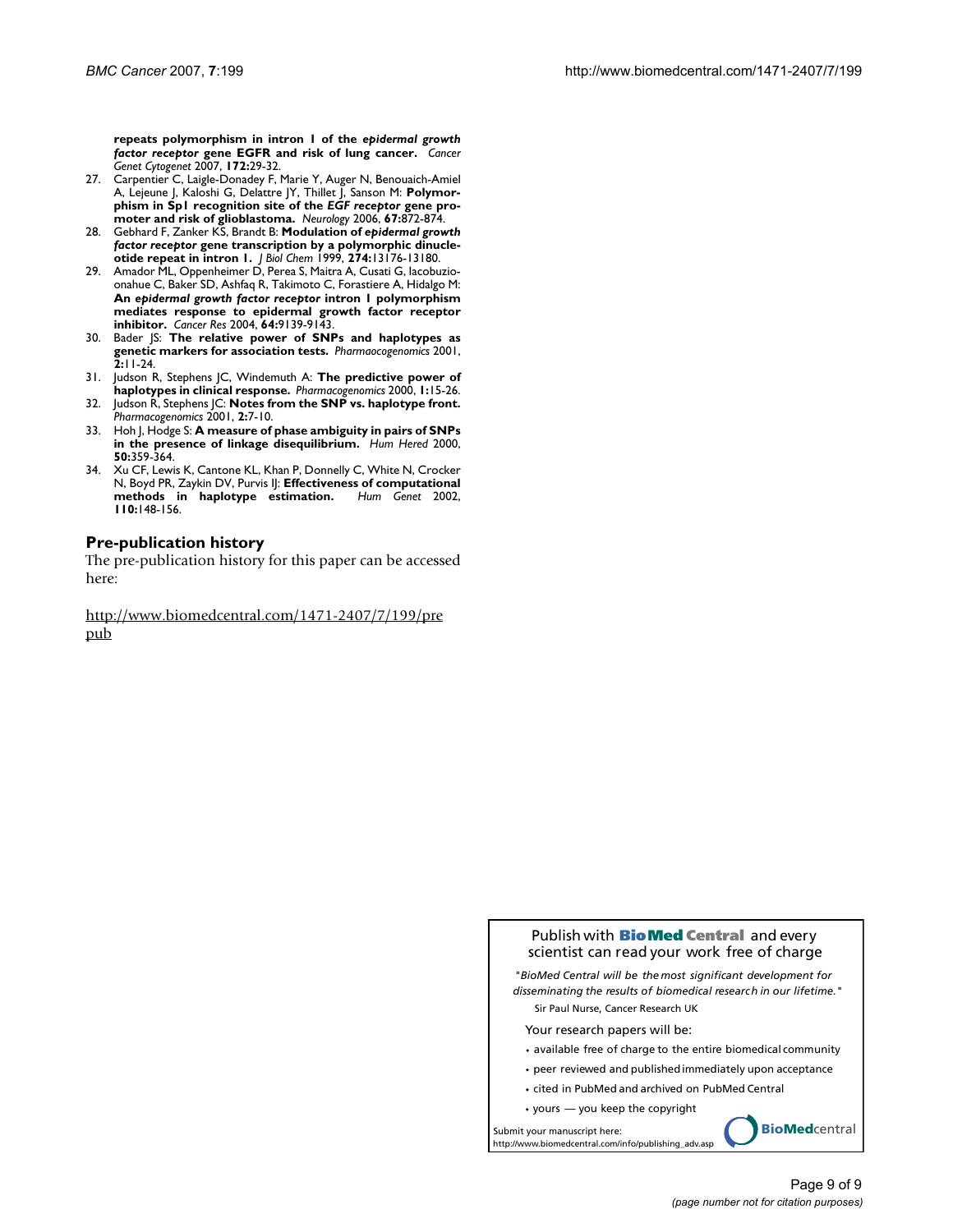**repeats polymorphism in intron 1 of the *epidermal growth factor receptor* gene EGFR and risk of lung cancer.** *Cancer Genet Cytogenet* 2007, **172:**29-32.

27. Carpentier C, Laigle-Donadey F, Marie Y, Auger N, Benouaich-Amiel A, Lejeune J, Kaloshi G, Delattre JY, Thillet J, Sanson M: **Polymorphism in Sp1 recognition site of the *EGF receptor* gene promoter and risk of glioblastoma.** *Neurology* 2006, **67:**872-874.
28. Gebhard F, Zanker KS, Brandt B: **Modulation of *epidermal growth factor receptor* gene transcription by a polymorphic dinucleotide repeat in intron 1.** *J Biol Chem* 1999, **274:**13176-13180.
29. Amador ML, Oppenheimer D, Perea S, Maitra A, Cusati G, Iacobuzio-onahue C, Baker SD, Ashfaq R, Takimoto C, Forastiere A, Hidalgo M: **An *epidermal growth factor receptor* intron 1 polymorphism mediates response to epidermal growth factor receptor inhibitor.** *Cancer Res* 2004, **64:**9139-9143.
30. Bader JS: **The relative power of SNPs and haplotypes as genetic markers for association tests.** *Pharmaocogenomics* 2001, **2:**11-24.
31. Judson R, Stephens JC, Windemuth A: **The predictive power of haplotypes in clinical response.** *Pharmacogenomics* 2000, **1:**15-26.
32. Judson R, Stephens JC: **Notes from the SNP vs. haplotype front.** *Pharmacogenomics* 2001, **2:**7-10.
33. Hoh J, Hodge S: **A measure of phase ambiguity in pairs of SNPs in the presence of linkage disequilibrium.** *Hum Hered* 2000, **50:**359-364.
34. Xu CF, Lewis K, Cantone KL, Khan P, Donnelly C, White N, Crocker N, Boyd PR, Zaykin DV, Purvis IJ: **Effectiveness of computational methods in haplotype estimation.** *Hum Genet* 2002, **110:**148-156.

## Pre-publication history

The pre-publication history for this paper can be accessed here:

http://www.biomedcentral.com/1471-2407/7/199/prepub

Publish with **BioMed Central** and every scientist can read your work free of charge

*"BioMed Central will be the most significant development for disseminating the results of biomedical research in our lifetime."*

Sir Paul Nurse, Cancer Research UK

Your research papers will be:

- available free of charge to the entire biomedical community
- peer reviewed and published immediately upon acceptance
- cited in PubMed and archived on PubMed Central
- yours — you keep the copyright

Submit your manuscript here:
http://www.biomedcentral.com/info/publishing_adv.asp

**BioMed**central